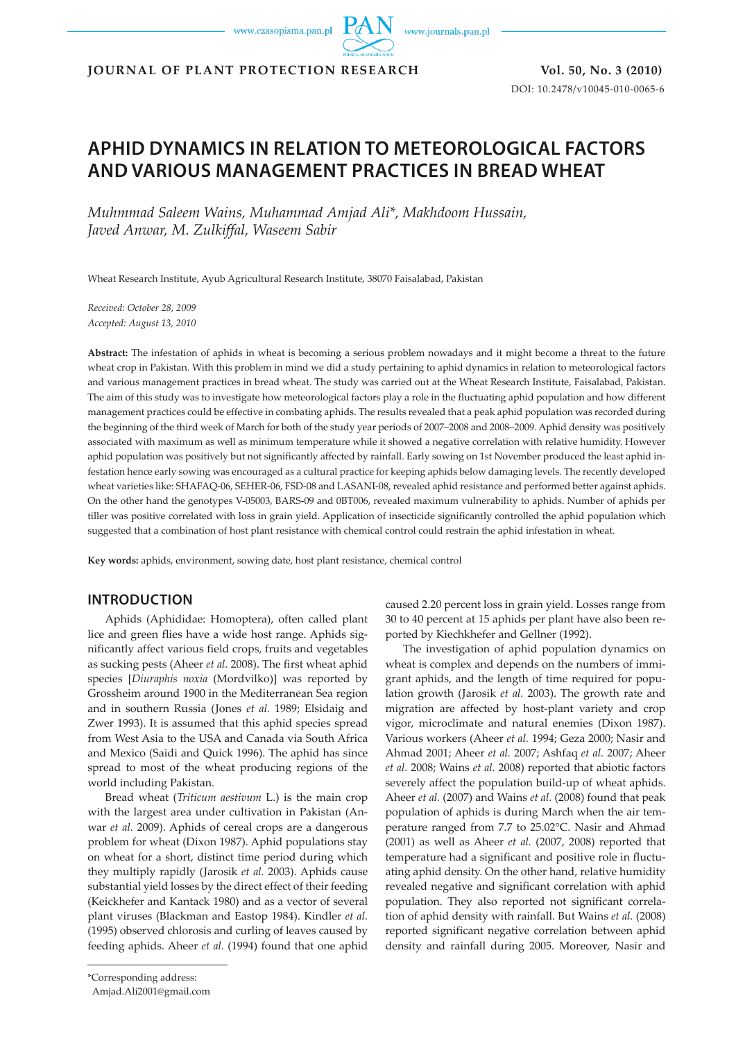**JOURNAL OF PLANT PROTECTION RESEARCH** **Vol. 50, No. 3 (2010)**

DOI: 10.2478/v10045-010-0065-6

# APHID DYNAMICS IN RELATION TO METEOROLOGICAL FACTORS AND VARIOUS MANAGEMENT PRACTICES IN BREAD WHEAT

*Muhmmad Saleem Wains, Muhammad Amjad Ali\*, Makhdoom Hussain, Javed Anwar, M. Zulkiffal, Waseem Sabir*

Wheat Research Institute, Ayub Agricultural Research Institute, 38070 Faisalabad, Pakistan

*Received: October 28, 2009*
*Accepted: August 13, 2010*

**Abstract:** The infestation of aphids in wheat is becoming a serious problem nowadays and it might become a threat to the future wheat crop in Pakistan. With this problem in mind we did a study pertaining to aphid dynamics in relation to meteorological factors and various management practices in bread wheat. The study was carried out at the Wheat Research Institute, Faisalabad, Pakistan. The aim of this study was to investigate how meteorological factors play a role in the fluctuating aphid population and how different management practices could be effective in combating aphids. The results revealed that a peak aphid population was recorded during the beginning of the third week of March for both of the study year periods of 2007–2008 and 2008–2009. Aphid density was positively associated with maximum as well as minimum temperature while it showed a negative correlation with relative humidity. However aphid population was positively but not significantly affected by rainfall. Early sowing on 1st November produced the least aphid infestation hence early sowing was encouraged as a cultural practice for keeping aphids below damaging levels. The recently developed wheat varieties like: SHAFAQ-06, SEHER-06, FSD-08 and LASANI-08, revealed aphid resistance and performed better against aphids. On the other hand the genotypes V-05003, BARS-09 and 0BT006, revealed maximum vulnerability to aphids. Number of aphids per tiller was positive correlated with loss in grain yield. Application of insecticide significantly controlled the aphid population which suggested that a combination of host plant resistance with chemical control could restrain the aphid infestation in wheat.

**Key words:** aphids, environment, sowing date, host plant resistance, chemical control

## INTRODUCTION

Aphids (Aphididae: Homoptera), often called plant lice and green flies have a wide host range. Aphids significantly affect various field crops, fruits and vegetables as sucking pests (Aheer *et al.* 2008). The first wheat aphid species [*Diuraphis noxia* (Mordvilko)] was reported by Grossheim around 1900 in the Mediterranean Sea region and in southern Russia (Jones *et al.* 1989; Elsidaig and Zwer 1993). It is assumed that this aphid species spread from West Asia to the USA and Canada via South Africa and Mexico (Saidi and Quick 1996). The aphid has since spread to most of the wheat producing regions of the world including Pakistan.

Bread wheat (*Triticum aestivum* L.) is the main crop with the largest area under cultivation in Pakistan (Anwar *et al.* 2009). Aphids of cereal crops are a dangerous problem for wheat (Dixon 1987). Aphid populations stay on wheat for a short, distinct time period during which they multiply rapidly (Jarosik *et al.* 2003). Aphids cause substantial yield losses by the direct effect of their feeding (Keickhefer and Kantack 1980) and as a vector of several plant viruses (Blackman and Eastop 1984). Kindler *et al.* (1995) observed chlorosis and curling of leaves caused by feeding aphids. Aheer *et al.* (1994) found that one aphid caused 2.20 percent loss in grain yield. Losses range from 30 to 40 percent at 15 aphids per plant have also been reported by Kiechkhefer and Gellner (1992).

The investigation of aphid population dynamics on wheat is complex and depends on the numbers of immigrant aphids, and the length of time required for population growth (Jarosik *et al.* 2003). The growth rate and migration are affected by host-plant variety and crop vigor, microclimate and natural enemies (Dixon 1987). Various workers (Aheer *et al.* 1994; Geza 2000; Nasir and Ahmad 2001; Aheer *et al.* 2007; Ashfaq *et al.* 2007; Aheer *et al.* 2008; Wains *et al.* 2008) reported that abiotic factors severely affect the population build-up of wheat aphids. Aheer *et al.* (2007) and Wains *et al.* (2008) found that peak population of aphids is during March when the air temperature ranged from 7.7 to 25.02°C. Nasir and Ahmad (2001) as well as Aheer *et al.* (2007, 2008) reported that temperature had a significant and positive role in fluctuating aphid density. On the other hand, relative humidity revealed negative and significant correlation with aphid population. They also reported not significant correlation of aphid density with rainfall. But Wains *et al.* (2008) reported significant negative correlation between aphid density and rainfall during 2005. Moreover, Nasir and

\*Corresponding address:
Amjad.Ali2001@gmail.com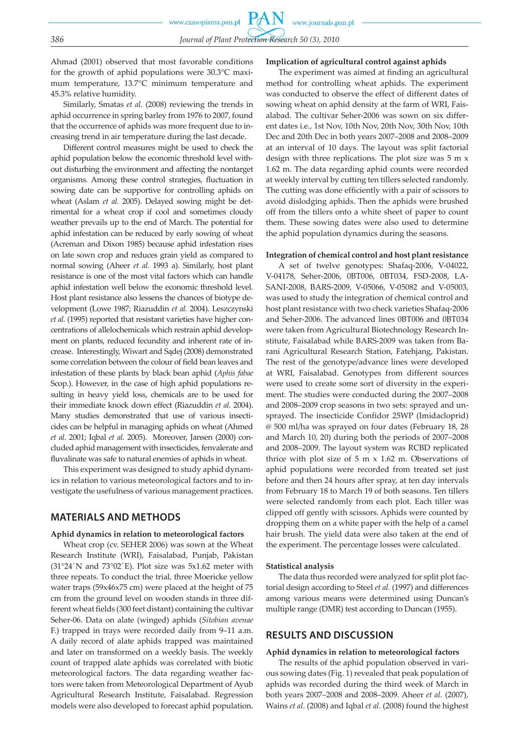Ahmad (2001) observed that most favorable conditions for the growth of aphid populations were 30.3°C maximum temperature, 13.7°C minimum temperature and 45.3% relative humidity.

Similarly, Smatas *et al.* (2008) reviewing the trends in aphid occurrence in spring barley from 1976 to 2007, found that the occurrence of aphids was more frequent due to increasing trend in air temperature during the last decade.

Different control measures might be used to check the aphid population below the economic threshold level without disturbing the environment and affecting the nontarget organisms. Among these control strategies, fluctuation in sowing date can be supportive for controlling aphids on wheat (Aslam *et al.* 2005). Delayed sowing might be detrimental for a wheat crop if cool and sometimes cloudy weather prevails up to the end of March. The potential for aphid infestation can be reduced by early sowing of wheat (Acreman and Dixon 1985) because aphid infestation rises on late sown crop and reduces grain yield as compared to normal sowing (Aheer *et al.* 1993 a). Similarly, host plant resistance is one of the most vital factors which can handle aphid infestation well below the economic threshold level. Host plant resistance also lessens the chances of biotype development (Lowe 1987; Riazuddin *et al.* 2004). Leszczynski *et al.* (1995) reported that resistant varieties have higher concentrations of allelochemicals which restrain aphid development on plants, reduced fecundity and inherent rate of increase. Interestingly, Wiwart and Sądej (2008) demonstrated some correlation between the colour of field bean leaves and infestation of these plants by black bean aphid (*Aphis fabae* Scop.). However, in the case of high aphid populations resulting in heavy yield loss, chemicals are to be used for their immediate knock down effect (Riazuddin *et al.* 2004). Many studies demonstrated that use of various insecticides can be helpful in managing aphids on wheat (Ahmed *et al.* 2001; Iqbal *et al.* 2005). Moreover, Jansen (2000) concluded aphid management with insecticides, fenvalerate and fluvalinate was safe to natural enemies of aphids in wheat.

This experiment was designed to study aphid dynamics in relation to various meteorological factors and to investigate the usefulness of various management practices.

## MATERIALS AND METHODS

### Aphid dynamics in relation to meteorological factors

Wheat crop (cv. SEHER 2006) was sown at the Wheat Research Institute (WRI), Faisalabad, Punjab, Pakistan (31°24′N and 73°02′E). Plot size was 5x1.62 meter with three repeats. To conduct the trial, three Moericke yellow water traps (59x46x75 cm) were placed at the height of 75 cm from the ground level on wooden stands in three different wheat fields (300 feet distant) containing the cultivar Seher-06. Data on alate (winged) aphids (*Sitobian avenae* F.) trapped in trays were recorded daily from 9–11 a.m. A daily record of alate aphids trapped was maintained and later on transformed on a weekly basis. The weekly count of trapped alate aphids was correlated with biotic meteorological factors. The data regarding weather factors were taken from Meteorological Department of Ayub Agricultural Research Institute, Faisalabad. Regression models were also developed to forecast aphid population.

### Implication of agricultural control against aphids

The experiment was aimed at finding an agricultural method for controlling wheat aphids. The experiment was conducted to observe the effect of different dates of sowing wheat on aphid density at the farm of WRI, Faisalabad. The cultivar Seher-2006 was sown on six different dates i.e., 1st Nov, 10th Nov, 20th Nov, 30th Nov, 10th Dec and 20th Dec in both years 2007–2008 and 2008–2009 at an interval of 10 days. The layout was split factorial design with three replications. The plot size was 5 m x 1.62 m. The data regarding aphid counts were recorded at weekly interval by cutting ten tillers selected randomly. The cutting was done efficiently with a pair of scissors to avoid dislodging aphids. Then the aphids were brushed off from the tillers onto a white sheet of paper to count them. These sowing dates were also used to determine the aphid population dynamics during the seasons.

### Integration of chemical control and host plant resistance

A set of twelve genotypes: Shafaq-2006, V-04022, V-04178, Seher-2006, 0BT006, 0BT034, FSD-2008, LASANI-2008, BARS-2009, V-05066, V-05082 and V-05003, was used to study the integration of chemical control and host plant resistance with two check varieties Shafaq-2006 and Seher-2006. The advanced lines 0BT006 and 0BT034 were taken from Agricultural Biotechnology Research Institute, Faisalabad while BARS-2009 was taken from Barani Agricultural Research Station, Fatehjang, Pakistan. The rest of the genotype/advance lines were developed at WRI, Faisalabad. Genotypes from different sources were used to create some sort of diversity in the experiment. The studies were conducted during the 2007–2008 and 2008–2009 crop seasons in two sets: sprayed and unsprayed. The insecticide Confidor 25WP (Imidacloprid) @ 500 ml/ha was sprayed on four dates (February 18, 28 and March 10, 20) during both the periods of 2007–2008 and 2008–2009. The layout system was RCBD replicated thrice with plot size of 5 m x 1.62 m. Observations of aphid populations were recorded from treated set just before and then 24 hours after spray, at ten day intervals from February 18 to March 19 of both seasons. Ten tillers were selected randomly from each plot. Each tiller was clipped off gently with scissors. Aphids were counted by dropping them on a white paper with the help of a camel hair brush. The yield data were also taken at the end of the experiment. The percentage losses were calculated.

### Statistical analysis

The data thus recorded were analyzed for split plot factorial design according to Steel *et al.* (1997) and differences among various means were determined using Duncan's multiple range (DMR) test according to Duncan (1955).

## RESULTS AND DISCUSSION

### Aphid dynamics in relation to meteorological factors

The results of the aphid population observed in various sowing dates (Fig. 1) revealed that peak population of aphids was recorded during the third week of March in both years 2007–2008 and 2008–2009. Aheer *et al.* (2007), Wains *et al.* (2008) and Iqbal *et al.* (2008) found the highest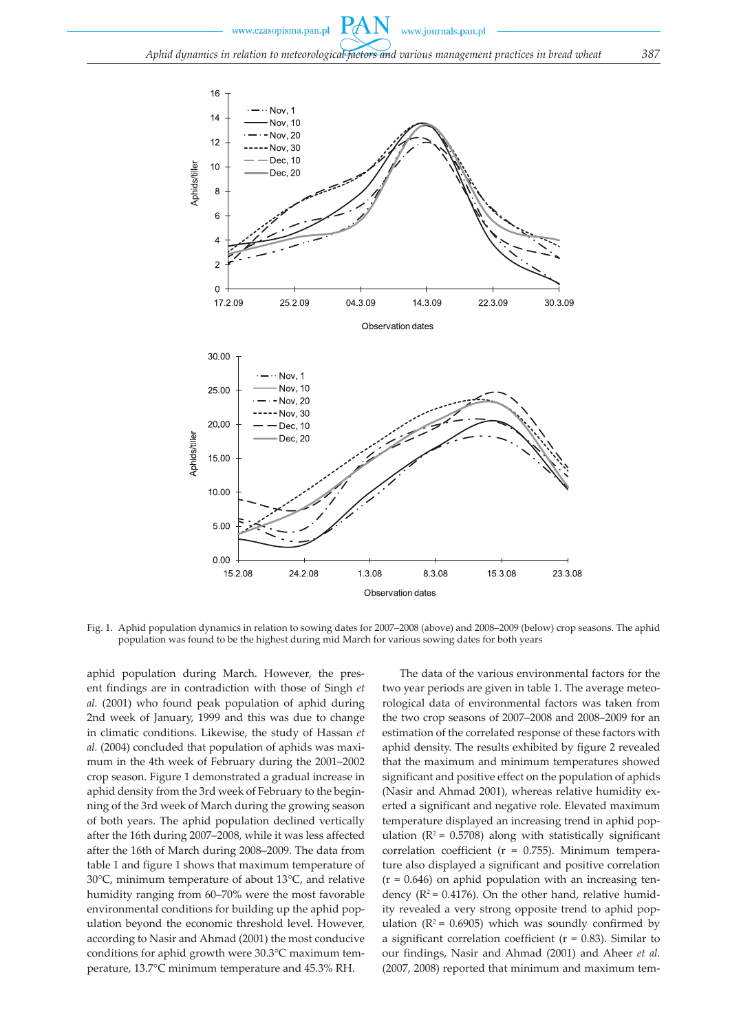Fig. 1. Aphid population dynamics in relation to sowing dates for 2007–2008 (above) and 2008–2009 (below) crop seasons. The aphid population was found to be the highest during mid March for various sowing dates for both years

aphid population during March. However, the present findings are in contradiction with those of Singh *et al.* (2001) who found peak population of aphid during 2nd week of January, 1999 and this was due to change in climatic conditions. Likewise, the study of Hassan *et al.* (2004) concluded that population of aphids was maximum in the 4th week of February during the 2001–2002 crop season. Figure 1 demonstrated a gradual increase in aphid density from the 3rd week of February to the beginning of the 3rd week of March during the growing season of both years. The aphid population declined vertically after the 16th during 2007–2008, while it was less affected after the 16th of March during 2008–2009. The data from table 1 and figure 1 shows that maximum temperature of 30°C, minimum temperature of about 13°C, and relative humidity ranging from 60–70% were the most favorable environmental conditions for building up the aphid population beyond the economic threshold level. However, according to Nasir and Ahmad (2001) the most conducive conditions for aphid growth were 30.3°C maximum temperature, 13.7°C minimum temperature and 45.3% RH.

The data of the various environmental factors for the two year periods are given in table 1. The average meteorological data of environmental factors was taken from the two crop seasons of 2007–2008 and 2008–2009 for an estimation of the correlated response of these factors with aphid density. The results exhibited by figure 2 revealed that the maximum and minimum temperatures showed significant and positive effect on the population of aphids (Nasir and Ahmad 2001), whereas relative humidity exerted a significant and negative role. Elevated maximum temperature displayed an increasing trend in aphid population ($R^2 = 0.5708$) along with statistically significant correlation coefficient ($r = 0.755$). Minimum temperature also displayed a significant and positive correlation ($r = 0.646$) on aphid population with an increasing tendency ($R^2 = 0.4176$). On the other hand, relative humidity revealed a very strong opposite trend to aphid population ($R^2 = 0.6905$) which was soundly confirmed by a significant correlation coefficient ($r = 0.83$). Similar to our findings, Nasir and Ahmad (2001) and Aheer *et al.* (2007, 2008) reported that minimum and maximum tem-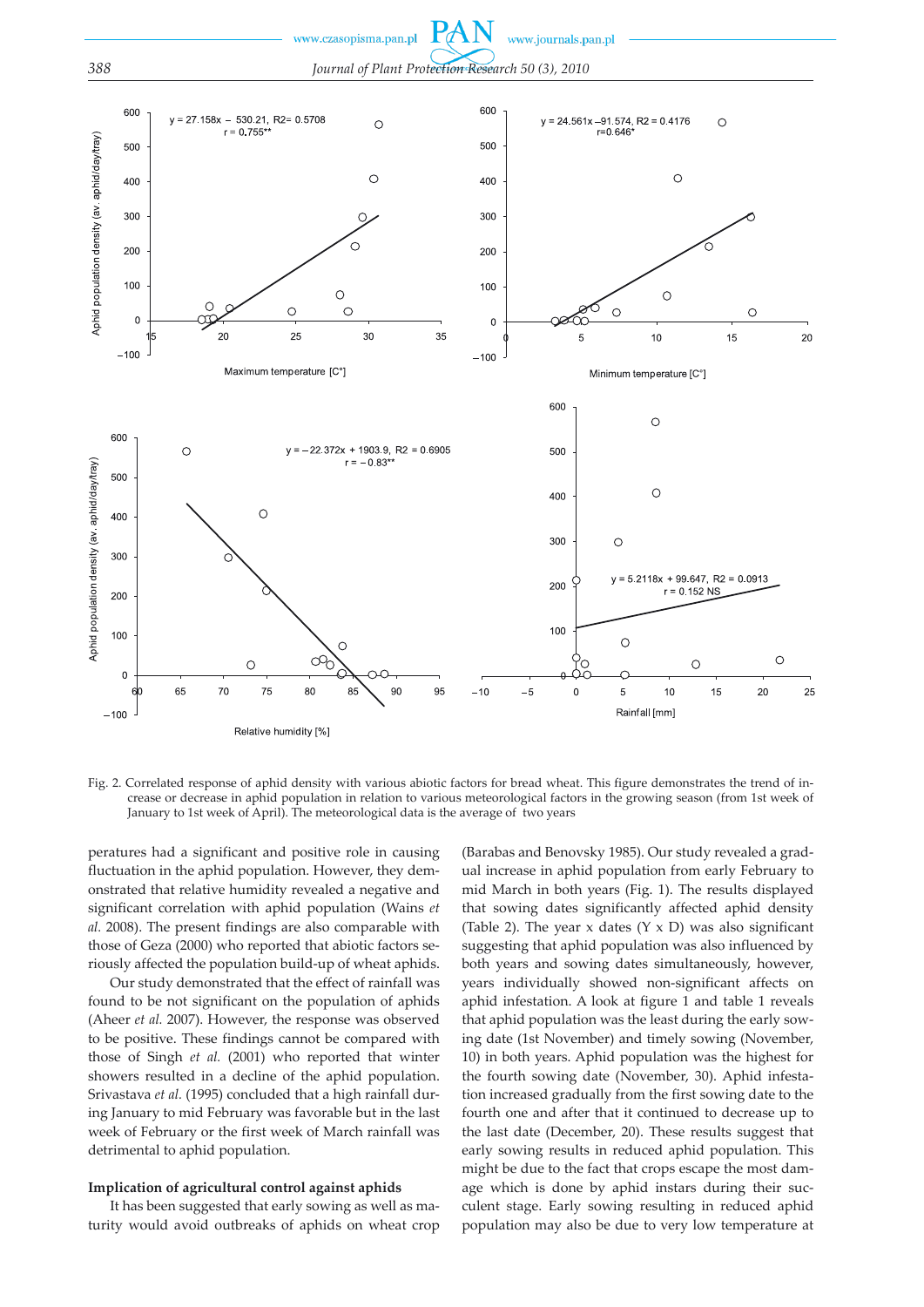Fig. 2. Correlated response of aphid density with various abiotic factors for bread wheat. This figure demonstrates the trend of increase or decrease in aphid population in relation to various meteorological factors in the growing season (from 1st week of January to 1st week of April). The meteorological data is the average of two years

peratures had a significant and positive role in causing fluctuation in the aphid population. However, they demonstrated that relative humidity revealed a negative and significant correlation with aphid population (Wains *et al.* 2008). The present findings are also comparable with those of Geza (2000) who reported that abiotic factors seriously affected the population build-up of wheat aphids.

Our study demonstrated that the effect of rainfall was found to be not significant on the population of aphids (Aheer *et al.* 2007). However, the response was observed to be positive. These findings cannot be compared with those of Singh *et al.* (2001) who reported that winter showers resulted in a decline of the aphid population. Srivastava *et al.* (1995) concluded that a high rainfall during January to mid February was favorable but in the last week of February or the first week of March rainfall was detrimental to aphid population.

**Implication of agricultural control against aphids**

It has been suggested that early sowing as well as maturity would avoid outbreaks of aphids on wheat crop (Barabas and Benovsky 1985). Our study revealed a gradual increase in aphid population from early February to mid March in both years (Fig. 1). The results displayed that sowing dates significantly affected aphid density (Table 2). The year x dates (Y x D) was also significant suggesting that aphid population was also influenced by both years and sowing dates simultaneously, however, years individually showed non-significant affects on aphid infestation. A look at figure 1 and table 1 reveals that aphid population was the least during the early sowing date (1st November) and timely sowing (November, 10) in both years. Aphid population was the highest for the fourth sowing date (November, 30). Aphid infestation increased gradually from the first sowing date to the fourth one and after that it continued to decrease up to the last date (December, 20). These results suggest that early sowing results in reduced aphid population. This might be due to the fact that crops escape the most damage which is done by aphid instars during their succulent stage. Early sowing resulting in reduced aphid population may also be due to very low temperature at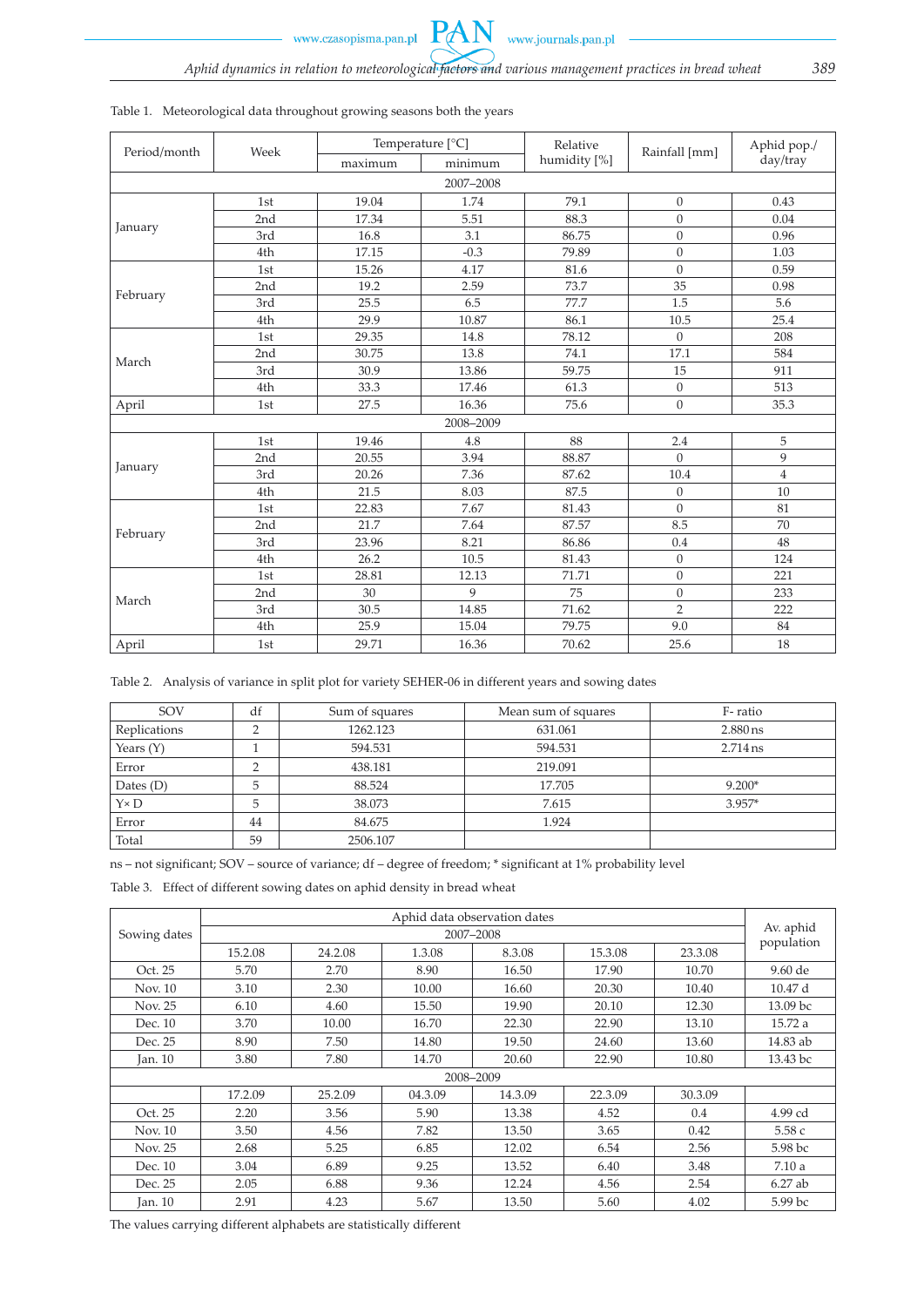Table 1. Meteorological data throughout growing seasons both the years

| Period/month | Week | Temperature [°C] | | Relative humidity [%] | Rainfall [mm] | Aphid pop./ day/tray |
|---|---|---|---|---|---|---|
| | | maximum | minimum | | | |
| 2007–2008 | | | | | | |
| January | 1st | 19.04 | 1.74 | 79.1 | 0 | 0.43 |
| | 2nd | 17.34 | 5.51 | 88.3 | 0 | 0.04 |
| | 3rd | 16.8 | 3.1 | 86.75 | 0 | 0.96 |
| | 4th | 17.15 | -0.3 | 79.89 | 0 | 1.03 |
| February | 1st | 15.26 | 4.17 | 81.6 | 0 | 0.59 |
| | 2nd | 19.2 | 2.59 | 73.7 | 35 | 0.98 |
| | 3rd | 25.5 | 6.5 | 77.7 | 1.5 | 5.6 |
| | 4th | 29.9 | 10.87 | 86.1 | 10.5 | 25.4 |
| March | 1st | 29.35 | 14.8 | 78.12 | 0 | 208 |
| | 2nd | 30.75 | 13.8 | 74.1 | 17.1 | 584 |
| | 3rd | 30.9 | 13.86 | 59.75 | 15 | 911 |
| | 4th | 33.3 | 17.46 | 61.3 | 0 | 513 |
| April | 1st | 27.5 | 16.36 | 75.6 | 0 | 35.3 |
| 2008–2009 | | | | | | |
| January | 1st | 19.46 | 4.8 | 88 | 2.4 | 5 |
| | 2nd | 20.55 | 3.94 | 88.87 | 0 | 9 |
| | 3rd | 20.26 | 7.36 | 87.62 | 10.4 | 4 |
| | 4th | 21.5 | 8.03 | 87.5 | 0 | 10 |
| February | 1st | 22.83 | 7.67 | 81.43 | 0 | 81 |
| | 2nd | 21.7 | 7.64 | 87.57 | 8.5 | 70 |
| | 3rd | 23.96 | 8.21 | 86.86 | 0.4 | 48 |
| | 4th | 26.2 | 10.5 | 81.43 | 0 | 124 |
| March | 1st | 28.81 | 12.13 | 71.71 | 0 | 221 |
| | 2nd | 30 | 9 | 75 | 0 | 233 |
| | 3rd | 30.5 | 14.85 | 71.62 | 2 | 222 |
| | 4th | 25.9 | 15.04 | 79.75 | 9.0 | 84 |
| April | 1st | 29.71 | 16.36 | 70.62 | 25.6 | 18 |

Table 2. Analysis of variance in split plot for variety SEHER-06 in different years and sowing dates

| SOV | df | Sum of squares | Mean sum of squares | F- ratio |
|---|---|---|---|---|
| Replications | 2 | 1262.123 | 631.061 | 2.880 ns |
| Years (Y) | 1 | 594.531 | 594.531 | 2.714 ns |
| Error | 2 | 438.181 | 219.091 | |
| Dates (D) | 5 | 88.524 | 17.705 | 9.200* |
| Y× D | 5 | 38.073 | 7.615 | 3.957* |
| Error | 44 | 84.675 | 1.924 | |
| Total | 59 | 2506.107 | | |

ns – not significant; SOV – source of variance; df – degree of freedom; * significant at 1% probability level

Table 3. Effect of different sowing dates on aphid density in bread wheat

| Sowing dates | Aphid data observation dates | | | | | | Av. aphid population |
|---|---|---|---|---|---|---|---|
| | 2007–2008 | | | | | | |
| | 15.2.08 | 24.2.08 | 1.3.08 | 8.3.08 | 15.3.08 | 23.3.08 | |
| Oct. 25 | 5.70 | 2.70 | 8.90 | 16.50 | 17.90 | 10.70 | 9.60 de |
| Nov. 10 | 3.10 | 2.30 | 10.00 | 16.60 | 20.30 | 10.40 | 10.47 d |
| Nov. 25 | 6.10 | 4.60 | 15.50 | 19.90 | 20.10 | 12.30 | 13.09 bc |
| Dec. 10 | 3.70 | 10.00 | 16.70 | 22.30 | 22.90 | 13.10 | 15.72 a |
| Dec. 25 | 8.90 | 7.50 | 14.80 | 19.50 | 24.60 | 13.60 | 14.83 ab |
| Jan. 10 | 3.80 | 7.80 | 14.70 | 20.60 | 22.90 | 10.80 | 13.43 bc |
| 2008–2009 | | | | | | | |
| | 17.2.09 | 25.2.09 | 04.3.09 | 14.3.09 | 22.3.09 | 30.3.09 | |
| Oct. 25 | 2.20 | 3.56 | 5.90 | 13.38 | 4.52 | 0.4 | 4.99 cd |
| Nov. 10 | 3.50 | 4.56 | 7.82 | 13.50 | 3.65 | 0.42 | 5.58 c |
| Nov. 25 | 2.68 | 5.25 | 6.85 | 12.02 | 6.54 | 2.56 | 5.98 bc |
| Dec. 10 | 3.04 | 6.89 | 9.25 | 13.52 | 6.40 | 3.48 | 7.10 a |
| Dec. 25 | 2.05 | 6.88 | 9.36 | 12.24 | 4.56 | 2.54 | 6.27 ab |
| Jan. 10 | 2.91 | 4.23 | 5.67 | 13.50 | 5.60 | 4.02 | 5.99 bc |

The values carrying different alphabets are statistically different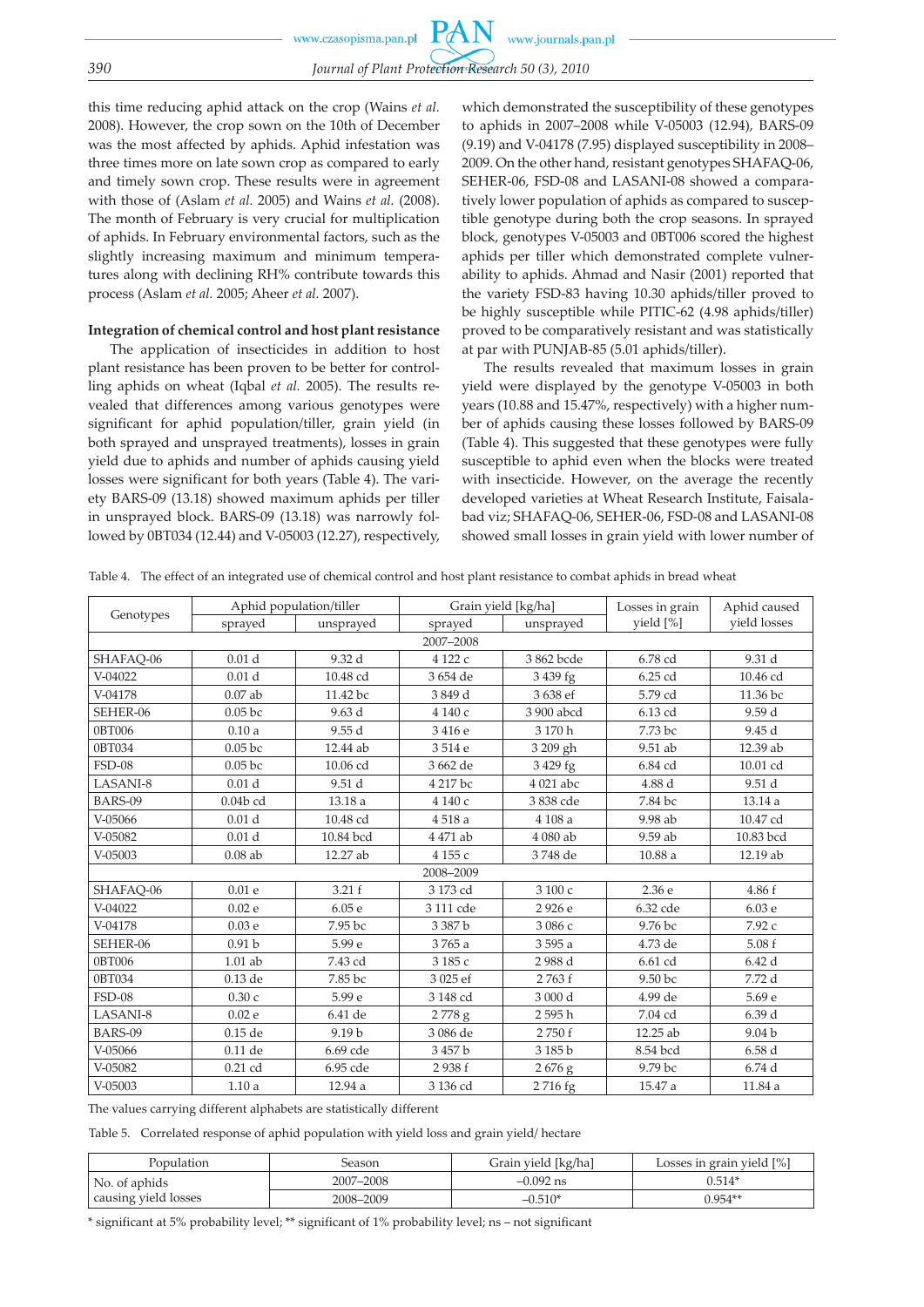this time reducing aphid attack on the crop (Wains *et al.* 2008). However, the crop sown on the 10th of December was the most affected by aphids. Aphid infestation was three times more on late sown crop as compared to early and timely sown crop. These results were in agreement with those of (Aslam *et al.* 2005) and Wains *et al.* (2008). The month of February is very crucial for multiplication of aphids. In February environmental factors, such as the slightly increasing maximum and minimum temperatures along with declining RH% contribute towards this process (Aslam *et al.* 2005; Aheer *et al.* 2007).

**Integration of chemical control and host plant resistance**

The application of insecticides in addition to host plant resistance has been proven to be better for controlling aphids on wheat (Iqbal *et al.* 2005). The results revealed that differences among various genotypes were significant for aphid population/tiller, grain yield (in both sprayed and unsprayed treatments), losses in grain yield due to aphids and number of aphids causing yield losses were significant for both years (Table 4). The variety BARS-09 (13.18) showed maximum aphids per tiller in unsprayed block. BARS-09 (13.18) was narrowly followed by 0BT034 (12.44) and V-05003 (12.27), respectively, which demonstrated the susceptibility of these genotypes to aphids in 2007–2008 while V-05003 (12.94), BARS-09 (9.19) and V-04178 (7.95) displayed susceptibility in 2008–2009. On the other hand, resistant genotypes SHAFAQ-06, SEHER-06, FSD-08 and LASANI-08 showed a comparatively lower population of aphids as compared to susceptible genotype during both the crop seasons. In sprayed block, genotypes V-05003 and 0BT006 scored the highest aphids per tiller which demonstrated complete vulnerability to aphids. Ahmad and Nasir (2001) reported that the variety FSD-83 having 10.30 aphids/tiller proved to be highly susceptible while PITIC-62 (4.98 aphids/tiller) proved to be comparatively resistant and was statistically at par with PUNJAB-85 (5.01 aphids/tiller).

The results revealed that maximum losses in grain yield were displayed by the genotype V-05003 in both years (10.88 and 15.47%, respectively) with a higher number of aphids causing these losses followed by BARS-09 (Table 4). This suggested that these genotypes were fully susceptible to aphid even when the blocks were treated with insecticide. However, on the average the recently developed varieties at Wheat Research Institute, Faisalabad viz; SHAFAQ-06, SEHER-06, FSD-08 and LASANI-08 showed small losses in grain yield with lower number of

Table 4. The effect of an integrated use of chemical control and host plant resistance to combat aphids in bread wheat

| Genotypes | Aphid population/tiller | | Grain yield [kg/ha] | | Losses in grain yield [%] | Aphid caused yield losses |
|---|---|---|---|---|---|---|
| | sprayed | unsprayed | sprayed | unsprayed | | |
| 2007–2008 | | | | | | |
| SHAFAQ-06 | 0.01 d | 9.32 d | 4 122 c | 3 862 bcde | 6.78 cd | 9.31 d |
| V-04022 | 0.01 d | 10.48 cd | 3 654 de | 3 439 fg | 6.25 cd | 10.46 cd |
| V-04178 | 0.07 ab | 11.42 bc | 3 849 d | 3 638 ef | 5.79 cd | 11.36 bc |
| SEHER-06 | 0.05 bc | 9.63 d | 4 140 c | 3 900 abcd | 6.13 cd | 9.59 d |
| 0BT006 | 0.10 a | 9.55 d | 3 416 e | 3 170 h | 7.73 bc | 9.45 d |
| 0BT034 | 0.05 bc | 12.44 ab | 3 514 e | 3 209 gh | 9.51 ab | 12.39 ab |
| FSD-08 | 0.05 bc | 10.06 cd | 3 662 de | 3 429 fg | 6.84 cd | 10.01 cd |
| LASANI-8 | 0.01 d | 9.51 d | 4 217 bc | 4 021 abc | 4.88 d | 9.51 d |
| BARS-09 | 0.04b cd | 13.18 a | 4 140 c | 3 838 cde | 7.84 bc | 13.14 a |
| V-05066 | 0.01 d | 10.48 cd | 4 518 a | 4 108 a | 9.98 ab | 10.47 cd |
| V-05082 | 0.01 d | 10.84 bcd | 4 471 ab | 4 080 ab | 9.59 ab | 10.83 bcd |
| V-05003 | 0.08 ab | 12.27 ab | 4 155 c | 3 748 de | 10.88 a | 12.19 ab |
| 2008–2009 | | | | | | |
| SHAFAQ-06 | 0.01 e | 3.21 f | 3 173 cd | 3 100 c | 2.36 e | 4.86 f |
| V-04022 | 0.02 e | 6.05 e | 3 111 cde | 2 926 e | 6.32 cde | 6.03 e |
| V-04178 | 0.03 e | 7.95 bc | 3 387 b | 3 086 c | 9.76 bc | 7.92 c |
| SEHER-06 | 0.91 b | 5.99 e | 3 765 a | 3 595 a | 4.73 de | 5.08 f |
| 0BT006 | 1.01 ab | 7.43 cd | 3 185 c | 2 988 d | 6.61 cd | 6.42 d |
| 0BT034 | 0.13 de | 7.85 bc | 3 025 ef | 2 763 f | 9.50 bc | 7.72 d |
| FSD-08 | 0.30 c | 5.99 e | 3 148 cd | 3 000 d | 4.99 de | 5.69 e |
| LASANI-8 | 0.02 e | 6.41 de | 2 778 g | 2 595 h | 7.04 cd | 6.39 d |
| BARS-09 | 0.15 de | 9.19 b | 3 086 de | 2 750 f | 12.25 ab | 9.04 b |
| V-05066 | 0.11 de | 6.69 cde | 3 457 b | 3 185 b | 8.54 bcd | 6.58 d |
| V-05082 | 0.21 cd | 6.95 cde | 2 938 f | 2 676 g | 9.79 bc | 6.74 d |
| V-05003 | 1.10 a | 12.94 a | 3 136 cd | 2 716 fg | 15.47 a | 11.84 a |

The values carrying different alphabets are statistically different

Table 5. Correlated response of aphid population with yield loss and grain yield/ hectare

| Population | Season | Grain yield [kg/ha] | Losses in grain yield [%] |
|---|---|---|---|
| No. of aphids causing yield losses | 2007–2008 | –0.092 ns | 0.514* |
| | 2008–2009 | –0.510* | 0.954** |

\* significant at 5% probability level; ** significant of 1% probability level; ns – not significant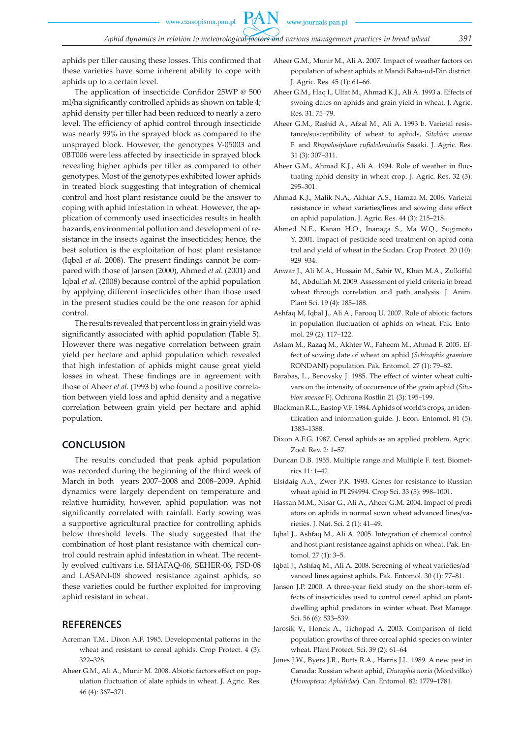aphids per tiller causing these losses. This confirmed that these varieties have some inherent ability to cope with aphids up to a certain level.

The application of insecticide Confidor 25WP @ 500 ml/ha significantly controlled aphids as shown on table 4; aphid density per tiller had been reduced to nearly a zero level. The efficiency of aphid control through insecticide was nearly 99% in the sprayed block as compared to the unsprayed block. However, the genotypes V-05003 and 0BT006 were less affected by insecticide in sprayed block revealing higher aphids per tiller as compared to other genotypes. Most of the genotypes exhibited lower aphids in treated block suggesting that integration of chemical control and host plant resistance could be the answer to coping with aphid infestation in wheat. However, the application of commonly used insecticides results in health hazards, environmental pollution and development of resistance in the insects against the insecticides; hence, the best solution is the exploitation of host plant resistance (Iqbal *et al.* 2008). The present findings cannot be compared with those of Jansen (2000), Ahmed *et al.* (2001) and Iqbal *et al.* (2008) because control of the aphid population by applying different insecticides other than those used in the present studies could be the one reason for aphid control.

The results revealed that percent loss in grain yield was significantly associated with aphid population (Table 5). However there was negative correlation between grain yield per hectare and aphid population which revealed that high infestation of aphids might cause great yield losses in wheat. These findings are in agreement with those of Aheer *et al.* (1993 b) who found a positive correlation between yield loss and aphid density and a negative correlation between grain yield per hectare and aphid population.

## CONCLUSION

The results concluded that peak aphid population was recorded during the beginning of the third week of March in both years 2007–2008 and 2008–2009. Aphid dynamics were largely dependent on temperature and relative humidity, however, aphid population was not significantly correlated with rainfall. Early sowing was a supportive agricultural practice for controlling aphids below threshold levels. The study suggested that the combination of host plant resistance with chemical control could restrain aphid infestation in wheat. The recently evolved cultivars i.e. SHAFAQ-06, SEHER-06, FSD-08 and LASANI-08 showed resistance against aphids, so these varieties could be further exploited for improving aphid resistant in wheat.

## REFERENCES

Acreman T.M., Dixon A.F. 1985. Developmental patterns in the wheat and resistant to cereal aphids. Crop Protect. 4 (3): 322–328.

Aheer G.M., Ali A., Munir M. 2008. Abiotic factors effect on population fluctuation of alate aphids in wheat. J. Agric. Res. 46 (4): 367–371.

Aheer G.M., Munir M., Ali A. 2007. Impact of weather factors on population of wheat aphids at Mandi Baha-ud-Din district. J. Agric. Res. 45 (1): 61–66.

Aheer G.M., Haq I., Ulfat M., Ahmad K.J., Ali A. 1993 a. Effects of swoing dates on aphids and grain yield in wheat. J. Agric. Res. 31: 75–79.

Aheer G.M., Rashid A., Afzal M., Ali A. 1993 b. Varietal resistance/susceptibility of wheat to aphids, *Sitobion avenae* F. and *Rhopalosiphum rufiabdominalis* Sasaki. J. Agric. Res. 31 (3): 307–311.

Aheer G.M., Ahmad K.J., Ali A. 1994. Role of weather in fluctuating aphid density in wheat crop. J. Agric. Res. 32 (3): 295–301.

Ahmad K.J., Malik N.A., Akhtar A.S., Hamza M. 2006. Varietal resistance in wheat varieties/lines and sowing date effect on aphid population. J. Agric. Res. 44 (3): 215–218.

Ahmed N.E., Kanan H.O., Inanaga S., Ma W.Q., Sugimoto Y. 2001. Impact of pesticide seed treatment on aphid control and yield of wheat in the Sudan. Crop Protect. 20 (10): 929–934.

Anwar J., Ali M.A., Hussain M., Sabir W., Khan M.A., Zulkiffal M., Abdullah M. 2009. Assessment of yield criteria in bread wheat through correlation and path analysis. J. Anim. Plant Sci. 19 (4): 185–188.

Ashfaq M, Iqbal J., Ali A., Farooq U. 2007. Role of abiotic factors in population fluctuation of aphids on wheat. Pak. Entomol. 29 (2): 117–122.

Aslam M., Razaq M., Akhter W., Faheem M., Ahmad F. 2005. Effect of sowing date of wheat on aphid (*Schizaphis gramium* RONDANI) population. Pak. Entomol. 27 (1): 79–82.

Barabas, L., Benovsky J. 1985. The effect of winter wheat cultivars on the intensity of occurrence of the grain aphid (*Sitobion avenae* F). Ochrona Rostlin 21 (3): 195–199.

Blackman R.L., Eastop V.F. 1984. Aphids of world's crops, an identification and information guide. J. Econ. Entomol. 81 (5): 1383–1388.

Dixon A.F.G. 1987. Cereal aphids as an applied problem. Agric. Zool. Rev. 2: 1–57.

Duncan D.B. 1955. Multiple range and Multiple F. test. Biometrics 11: 1–42.

Elsidaig A.A., Zwer P.K. 1993. Genes for resistance to Russian wheat aphid in PI 294994. Crop Sci. 33 (5): 998–1001.

Hassan M.M., Nisar G., Ali A., Aheer G.M. 2004. Impact of predators on aphids in normal sown wheat advanced lines/varieties. J. Nat. Sci. 2 (1): 41–49.

Iqbal J., Ashfaq M., Ali A. 2005. Integration of chemical control and host plant resistance against aphids on wheat. Pak. Entomol. 27 (1): 3–5.

Iqbal J., Ashfaq M., Ali A. 2008. Screening of wheat varieties/advanced lines against aphids. Pak. Entomol. 30 (1): 77–81.

Jansen J.P. 2000. A three-year field study on the short-term effects of insecticides used to control cereal aphid on plant-dwelling aphid predators in winter wheat. Pest Manage. Sci. 56 (6): 533–539.

Jarosik V., Honek A., Tichopad A. 2003. Comparison of field population growths of three cereal aphid species on winter wheat. Plant Protect. Sci. 39 (2): 61–64

Jones J.W., Byers J.R., Butts R.A., Harris J.L. 1989. A new pest in Canada: Russian wheat aphid, *Diuraphis noxia* (Mordvilko) (*Homoptera: Aphididae*). Can. Entomol. 82: 1779–1781.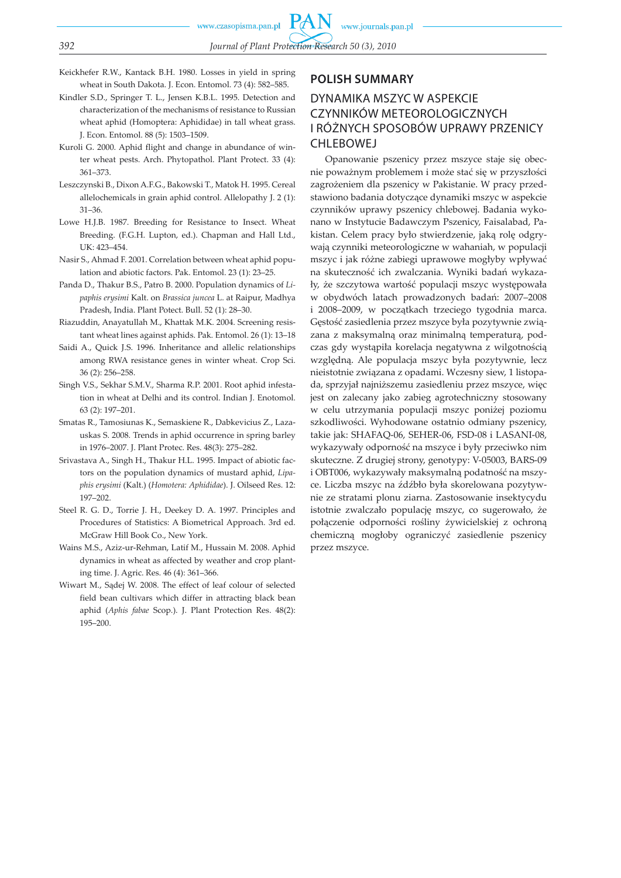Keickhefer R.W., Kantack B.H. 1980. Losses in yield in spring wheat in South Dakota. J. Econ. Entomol. 73 (4): 582–585.

Kindler S.D., Springer T. L., Jensen K.B.L. 1995. Detection and characterization of the mechanisms of resistance to Russian wheat aphid (Homoptera: Aphididae) in tall wheat grass. J. Econ. Entomol. 88 (5): 1503–1509.

Kuroli G. 2000. Aphid flight and change in abundance of winter wheat pests. Arch. Phytopathol. Plant Protect. 33 (4): 361–373.

Leszczynski B., Dixon A.F.G., Bakowski T., Matok H. 1995. Cereal allelochemicals in grain aphid control. Allelopathy J. 2 (1): 31–36.

Lowe H.J.B. 1987. Breeding for Resistance to Insect. Wheat Breeding. (F.G.H. Lupton, ed.). Chapman and Hall Ltd., UK: 423–454.

Nasir S., Ahmad F. 2001. Correlation between wheat aphid population and abiotic factors. Pak. Entomol. 23 (1): 23–25.

Panda D., Thakur B.S., Patro B. 2000. Population dynamics of *Lipaphis erysimi* Kalt. on *Brassica juncea* L. at Raipur, Madhya Pradesh, India. Plant Potect. Bull. 52 (1): 28–30.

Riazuddin, Anayatullah M., Khattak M.K. 2004. Screening resistant wheat lines against aphids. Pak. Entomol. 26 (1): 13–18

Saidi A., Quick J.S. 1996. Inheritance and allelic relationships among RWA resistance genes in winter wheat. Crop Sci. 36 (2): 256–258.

Singh V.S., Sekhar S.M.V., Sharma R.P. 2001. Root aphid infestation in wheat at Delhi and its control. Indian J. Enotomol. 63 (2): 197–201.

Smatas R., Tamosiunas K., Semaskiene R., Dabkevicius Z., Lazauskas S. 2008. Trends in aphid occurrence in spring barley in 1976–2007. J. Plant Protec. Res. 48(3): 275–282.

Srivastava A., Singh H., Thakur H.L. 1995. Impact of abiotic factors on the population dynamics of mustard aphid, *Lipaphis erysimi* (Kalt.) (*Homotera: Aphididae*). J. Oilseed Res. 12: 197–202.

Steel R. G. D., Torrie J. H., Deekey D. A. 1997. Principles and Procedures of Statistics: A Biometrical Approach. 3rd ed. McGraw Hill Book Co., New York.

Wains M.S., Aziz-ur-Rehman, Latif M., Hussain M. 2008. Aphid dynamics in wheat as affected by weather and crop planting time. J. Agric. Res. 46 (4): 361–366.

Wiwart M., Sądej W. 2008. The effect of leaf colour of selected field bean cultivars which differ in attracting black bean aphid (*Aphis fabae* Scop.). J. Plant Protection Res. 48(2): 195–200.

## POLISH SUMMARY

### DYNAMIKA MSZYC W ASPEKCIE CZYNNIKÓW METEOROLOGICZNYCH I RÓŻNYCH SPOSOBÓW UPRAWY PRZENICY CHLEBOWEJ

Opanowanie pszenicy przez mszyce staje się obecnie poważnym problemem i może stać się w przyszłości zagrożeniem dla pszenicy w Pakistanie. W pracy przedstawiono badania dotyczące dynamiki mszyc w aspekcie czynników uprawy pszenicy chlebowej. Badania wykonano w Instytucie Badawczym Pszenicy, Faisalabad, Pakistan. Celem pracy było stwierdzenie, jaką rolę odgrywają czynniki meteorologiczne w wahaniah, w populacji mszyc i jak różne zabiegi uprawowe mogłyby wpływać na skuteczność ich zwalczania. Wyniki badań wykazały, że szczytowa wartość populacji mszyc występowała w obydwóch latach prowadzonych badań: 2007–2008 i 2008–2009, w początkach trzeciego tygodnia marca. Gęstość zasiedlenia przez mszyce była pozytywnie związana z maksymalną oraz minimalną temperaturą, podczas gdy wystąpiła korelacja negatywna z wilgotnością względną. Ale populacja mszyc była pozytywnie, lecz nieistotnie związana z opadami. Wczesny siew, 1 listopada, sprzyjał najniższemu zasiedleniu przez mszyce, więc jest on zalecany jako zabieg agrotechniczny stosowany w celu utrzymania populacji mszyc poniżej poziomu szkodliwości. Wyhodowane ostatnio odmiany pszenicy, takie jak: SHAFAQ-06, SEHER-06, FSD-08 i LASANI-08, wykazywały odporność na mszyce i były przeciwko nim skuteczne. Z drugiej strony, genotypy: V-05003, BARS-09 i OBT006, wykazywały maksymalną podatność na mszyce. Liczba mszyc na źdźbło była skorelowana pozytywnie ze stratami plonu ziarna. Zastosowanie insektycydu istotnie zwalczało populację mszyc, co sugerowało, że połączenie odporności rośliny żywicielskiej z ochroną chemiczną mogłoby ograniczyć zasiedlenie pszenicy przez mszyce.